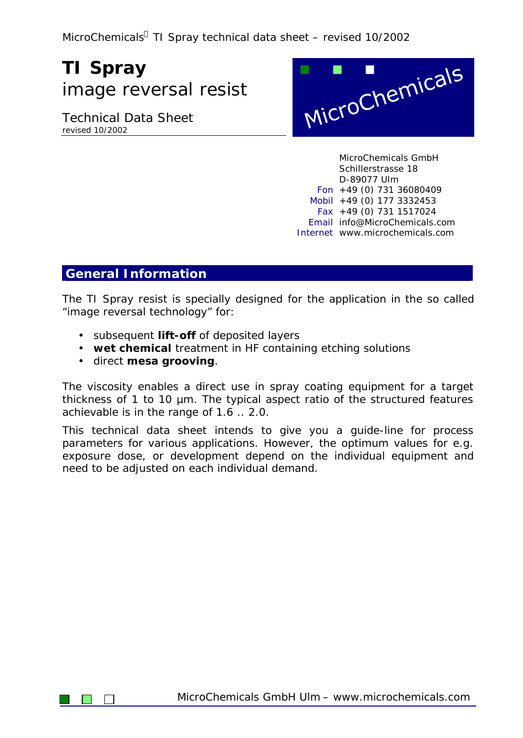# TI Spray
## image reversal resist

Technical Data Sheet
revised 10/2002

MicroChemicals GmbH
Schillerstrasse 18
D-89077 Ulm
Fon +49 (0) 731 36080409
Mobil +49 (0) 177 3332453
Fax +49 (0) 731 1517024
Email info@MicroChemicals.com
Internet www.microchemicals.com

## General Information

The TI Spray resist is specially designed for the application in the so called "image reversal technology" for:

- subsequent **lift-off** of deposited layers
- **wet chemical** treatment in HF containing etching solutions
- direct **mesa grooving**.

The viscosity enables a direct use in spray coating equipment for a target thickness of 1 to 10 µm. The typical aspect ratio of the structured features achievable is in the range of 1.6 .. 2.0.

This technical data sheet intends to give you a guide-line for process parameters for various applications. However, the optimum values for e.g. exposure dose, or development depend on the individual equipment and need to be adjusted on each individual demand.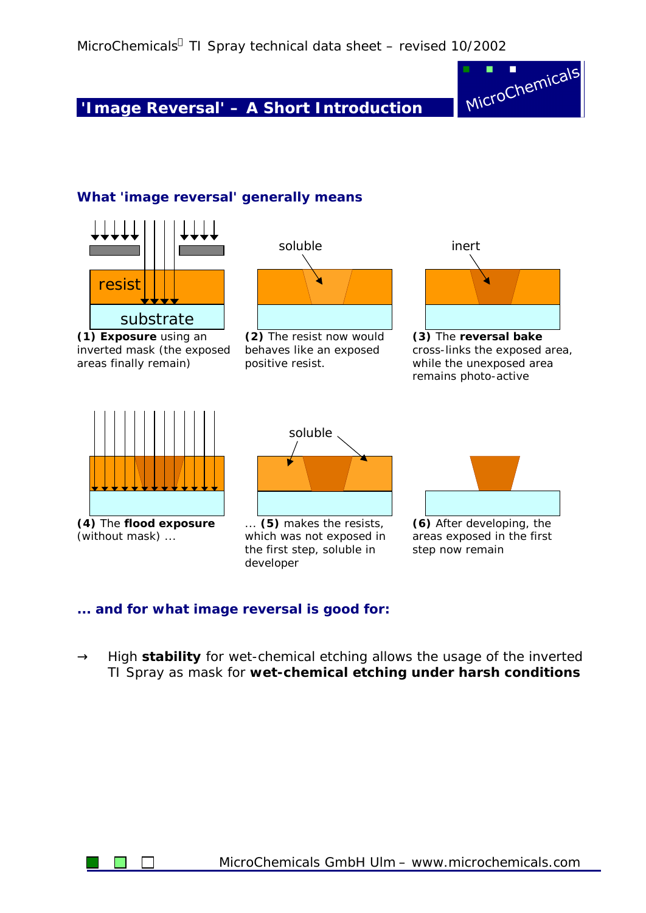# 'Image Reversal' – A Short Introduction

## What 'image reversal' generally means

resist

substrate

**(1) Exposure** using an inverted mask (the exposed areas finally remain)

soluble

**(2)** The resist now would behaves like an exposed positive resist.

inert

**(3)** The **reversal bake** cross-links the exposed area, while the unexposed area remains photo-active

**(4)** The **flood exposure** (without mask) ...

soluble

... **(5)** makes the resists, which was not exposed in the first step, soluble in developer

**(6)** After developing, the areas exposed in the first step now remain

## ... and for what image reversal is good for:

→ High **stability** for wet-chemical etching allows the usage of the inverted TI Spray as mask for **wet-chemical etching under harsh conditions**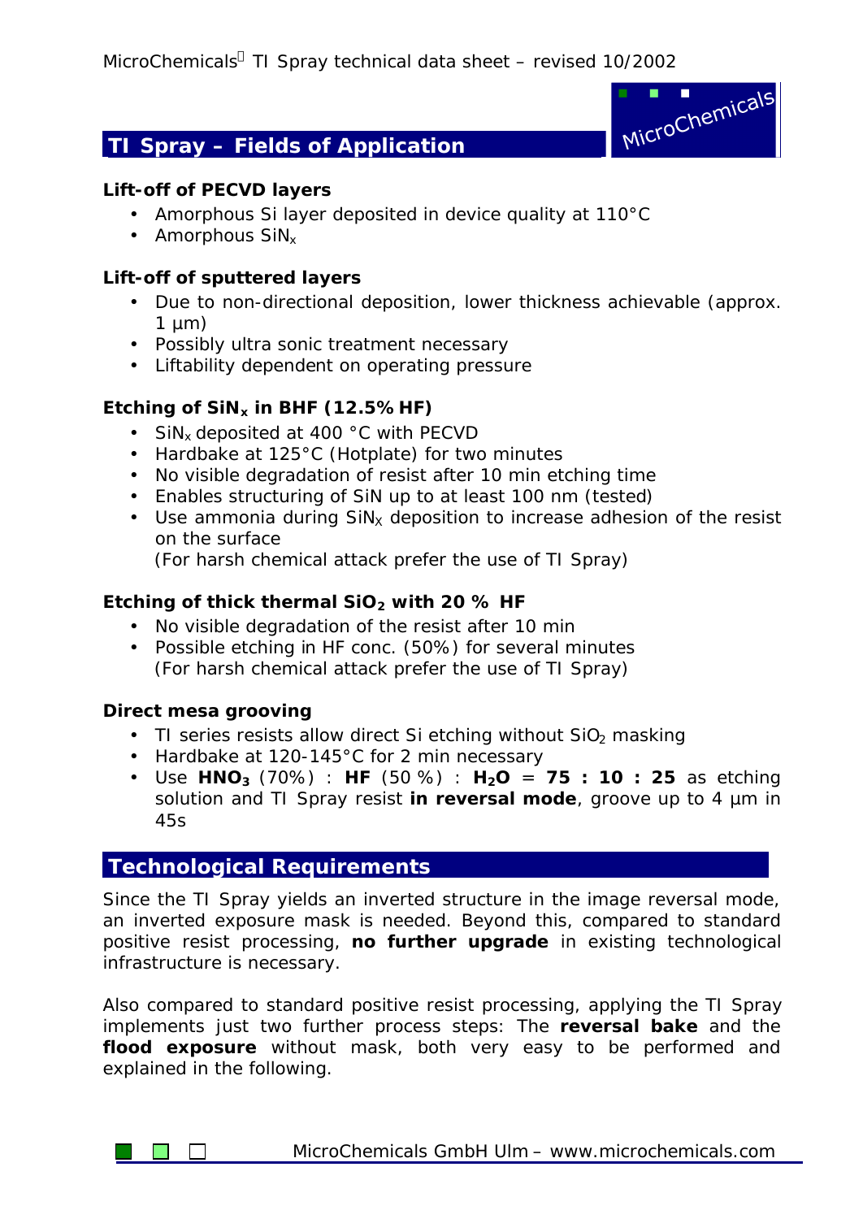## TI Spray – Fields of Application

**Lift-off of PECVD layers**

- Amorphous Si layer deposited in device quality at 110°C
- Amorphous $SiN_x$

**Lift-off of sputtered layers**

- Due to non-directional deposition, lower thickness achievable (approx. 1 µm)
- Possibly ultra sonic treatment necessary
- Liftability dependent on operating pressure

**Etching of $SiN_x$ in BHF (12.5% HF)**

- $SiN_x$ deposited at 400 °C with PECVD
- Hardbake at 125°C (Hotplate) for two minutes
- No visible degradation of resist after 10 min etching time
- Enables structuring of SiN up to at least 100 nm (tested)
- Use ammonia during $SiN_X$ deposition to increase adhesion of the resist on the surface
  (For harsh chemical attack prefer the use of TI Spray)

**Etching of thick thermal $SiO_2$ with 20 % HF**

- No visible degradation of the resist after 10 min
- Possible etching in HF conc. (50%) for several minutes
  (For harsh chemical attack prefer the use of TI Spray)

**Direct mesa grooving**

- TI series resists allow direct Si etching without $SiO_2$ masking
- Hardbake at 120-145°C for 2 min necessary
- Use **$HNO_3$** (70%) : **HF** (50 %) : **$H_2O$** = **75 : 10 : 25** as etching solution and TI Spray resist **in reversal mode**, groove up to 4 µm in 45s

## Technological Requirements

Since the TI Spray yields an inverted structure in the image reversal mode, an inverted exposure mask is needed. Beyond this, compared to standard positive resist processing, **no further upgrade** in existing technological infrastructure is necessary.

Also compared to standard positive resist processing, applying the TI Spray implements just two further process steps: The **reversal bake** and the **flood exposure** without mask, both very easy to be performed and explained in the following.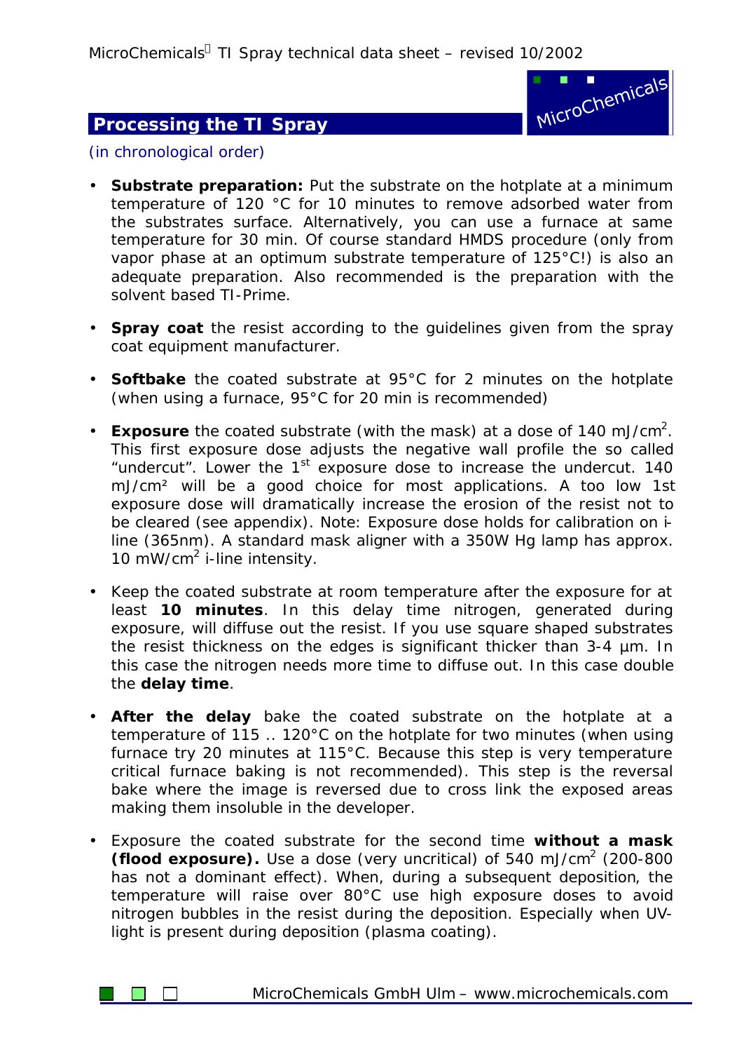## Processing the TI Spray

(in chronological order)

- **Substrate preparation:** Put the substrate on the hotplate at a minimum temperature of 120 °C for 10 minutes to remove adsorbed water from the substrates surface. Alternatively, you can use a furnace at same temperature for 30 min. Of course standard HMDS procedure (only from vapor phase at an optimum substrate temperature of 125°C!) is also an adequate preparation. Also recommended is the preparation with the solvent based TI-Prime.

- **Spray coat** the resist according to the guidelines given from the spray coat equipment manufacturer.

- **Softbake** the coated substrate at 95°C for 2 minutes on the hotplate (when using a furnace, 95°C for 20 min is recommended)

- **Exposure** the coated substrate (with the mask) at a dose of 140 mJ/cm$^2$. This first exposure dose adjusts the negative wall profile the so called "undercut". Lower the 1$^{st}$ exposure dose to increase the undercut. 140 mJ/cm² will be a good choice for most applications. A too low 1st exposure dose will dramatically increase the erosion of the resist not to be cleared (see appendix). Note: Exposure dose holds for calibration on i-line (365nm). A standard mask aligner with a 350W Hg lamp has approx. 10 mW/cm$^2$ i-line intensity.

- Keep the coated substrate at room temperature after the exposure for at least **10 minutes**. In this delay time nitrogen, generated during exposure, will diffuse out the resist. If you use square shaped substrates the resist thickness on the edges is significant thicker than 3-4 µm. In this case the nitrogen needs more time to diffuse out. In this case double the **delay time**.

- **After the delay** bake the coated substrate on the hotplate at a temperature of 115 .. 120°C on the hotplate for two minutes (when using furnace try 20 minutes at 115°C. Because this step is very temperature critical furnace baking is not recommended). This step is the reversal bake where the image is reversed due to cross link the exposed areas making them insoluble in the developer.

- Exposure the coated substrate for the second time **without a mask (flood exposure).** Use a dose (very uncritical) of 540 mJ/cm$^2$ (200-800 has not a dominant effect). When, during a subsequent deposition, the temperature will raise over 80°C use high exposure doses to avoid nitrogen bubbles in the resist during the deposition. Especially when UV-light is present during deposition (plasma coating).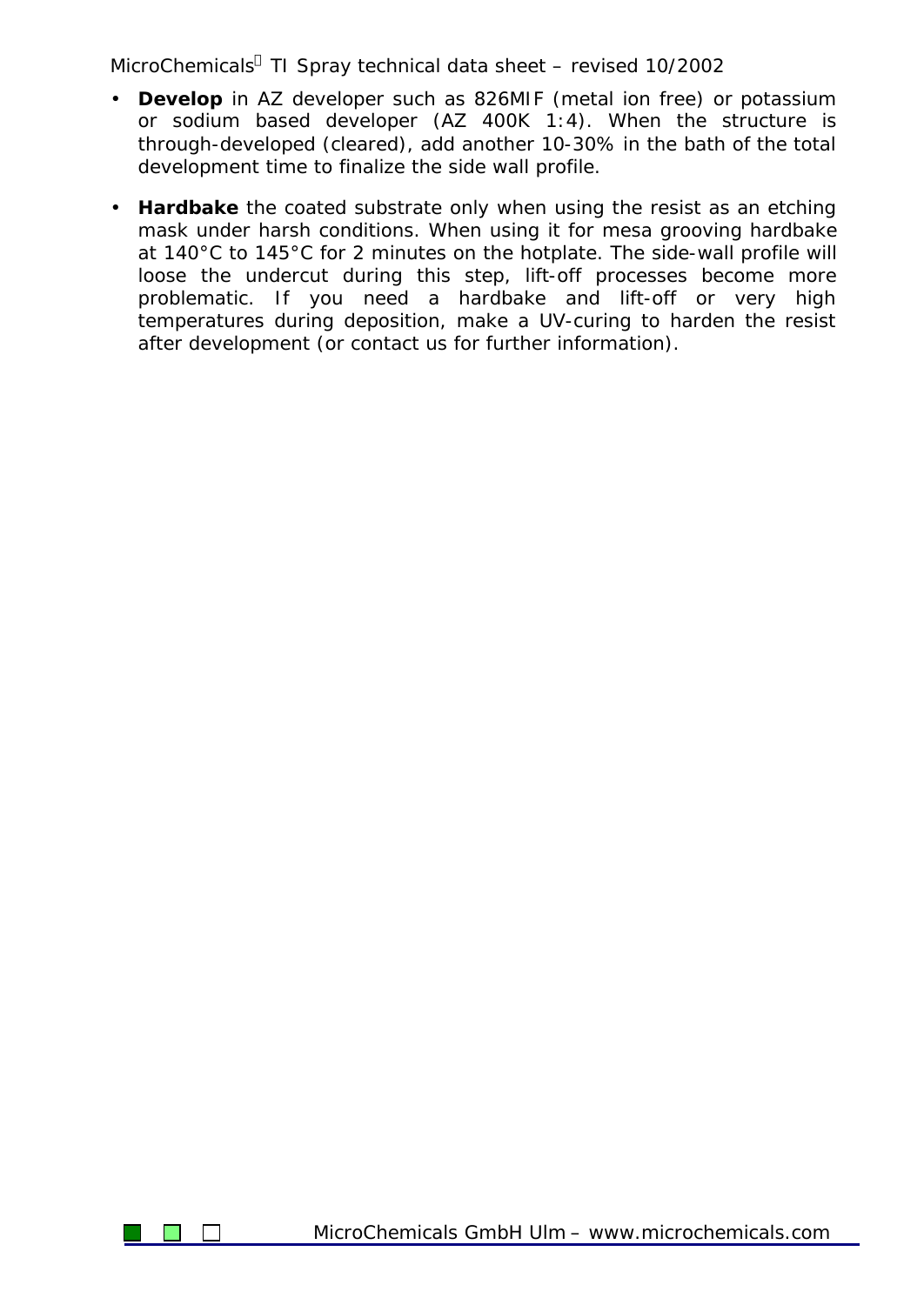- **Develop** in AZ developer such as 826MIF (metal ion free) or potassium or sodium based developer (AZ 400K 1:4). When the structure is through-developed (cleared), add another 10-30% in the bath of the total development time to finalize the side wall profile.

- **Hardbake** the coated substrate only when using the resist as an etching mask under harsh conditions. When using it for mesa grooving hardbake at 140°C to 145°C for 2 minutes on the hotplate. The side-wall profile will loose the undercut during this step, lift-off processes become more problematic. If you need a hardbake and lift-off or very high temperatures during deposition, make a UV-curing to harden the resist after development (or contact us for further information).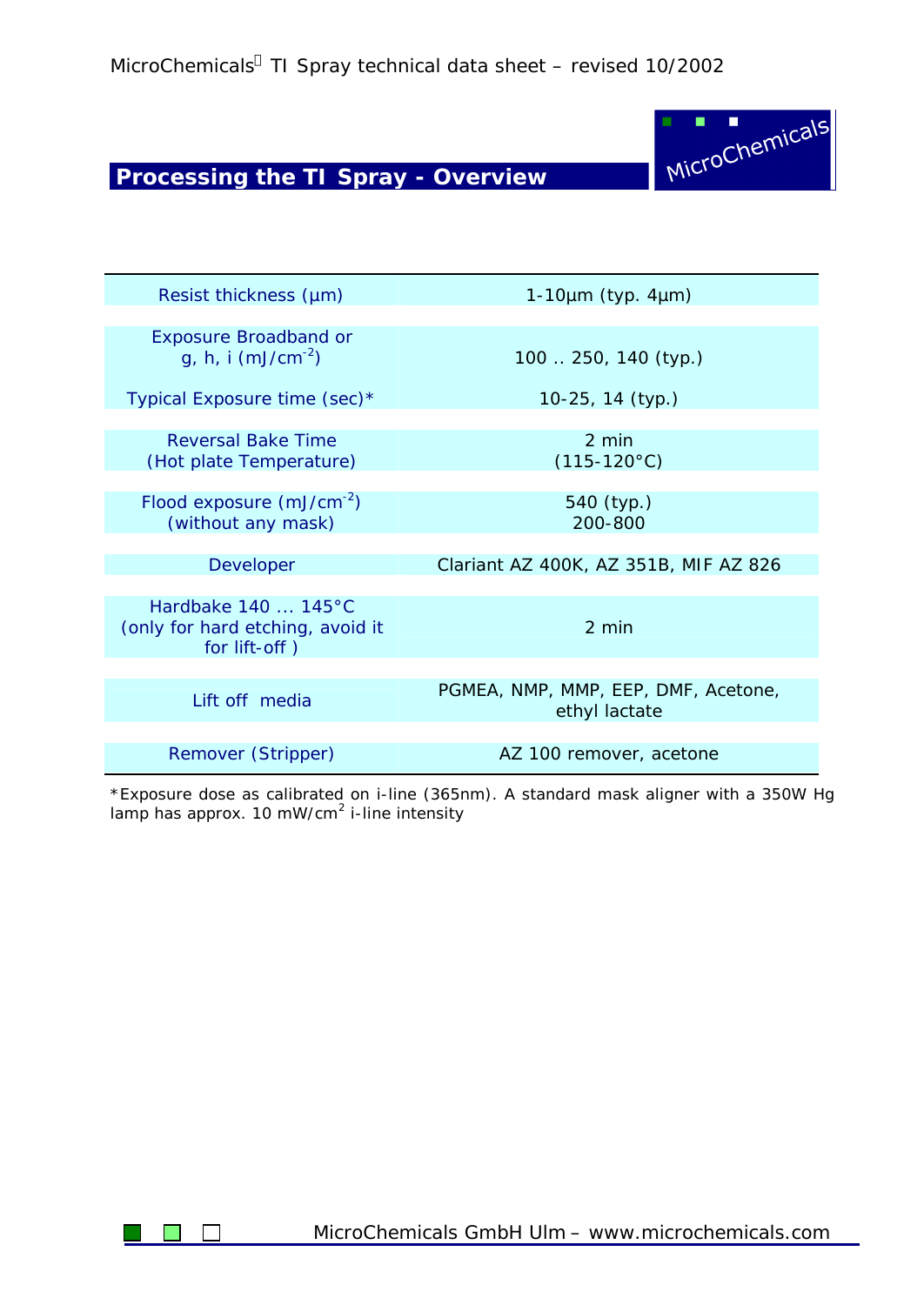## Processing the TI Spray - Overview

| | |
|---|---|
| Resist thickness (µm) | 1-10µm (typ. 4µm) |
| Exposure Broadband or g, h, i (mJ/cm$^{-2}$) | 100 .. 250, 140 (typ.) |
| Typical Exposure time (sec)* | 10-25, 14 (typ.) |
| Reversal Bake Time (Hot plate Temperature) | 2 min (115-120°C) |
| Flood exposure (mJ/cm$^{-2}$) (without any mask) | 540 (typ.) 200-800 |
| Developer | Clariant AZ 400K, AZ 351B, MIF AZ 826 |
| Hardbake 140 ... 145°C (only for hard etching, avoid it for lift-off ) | 2 min |
| Lift off media | PGMEA, NMP, MMP, EEP, DMF, Acetone, ethyl lactate |
| Remover (Stripper) | AZ 100 remover, acetone |

*Exposure dose as calibrated on i-line (365nm). A standard mask aligner with a 350W Hg lamp has approx. 10 mW/cm$^2$ i-line intensity